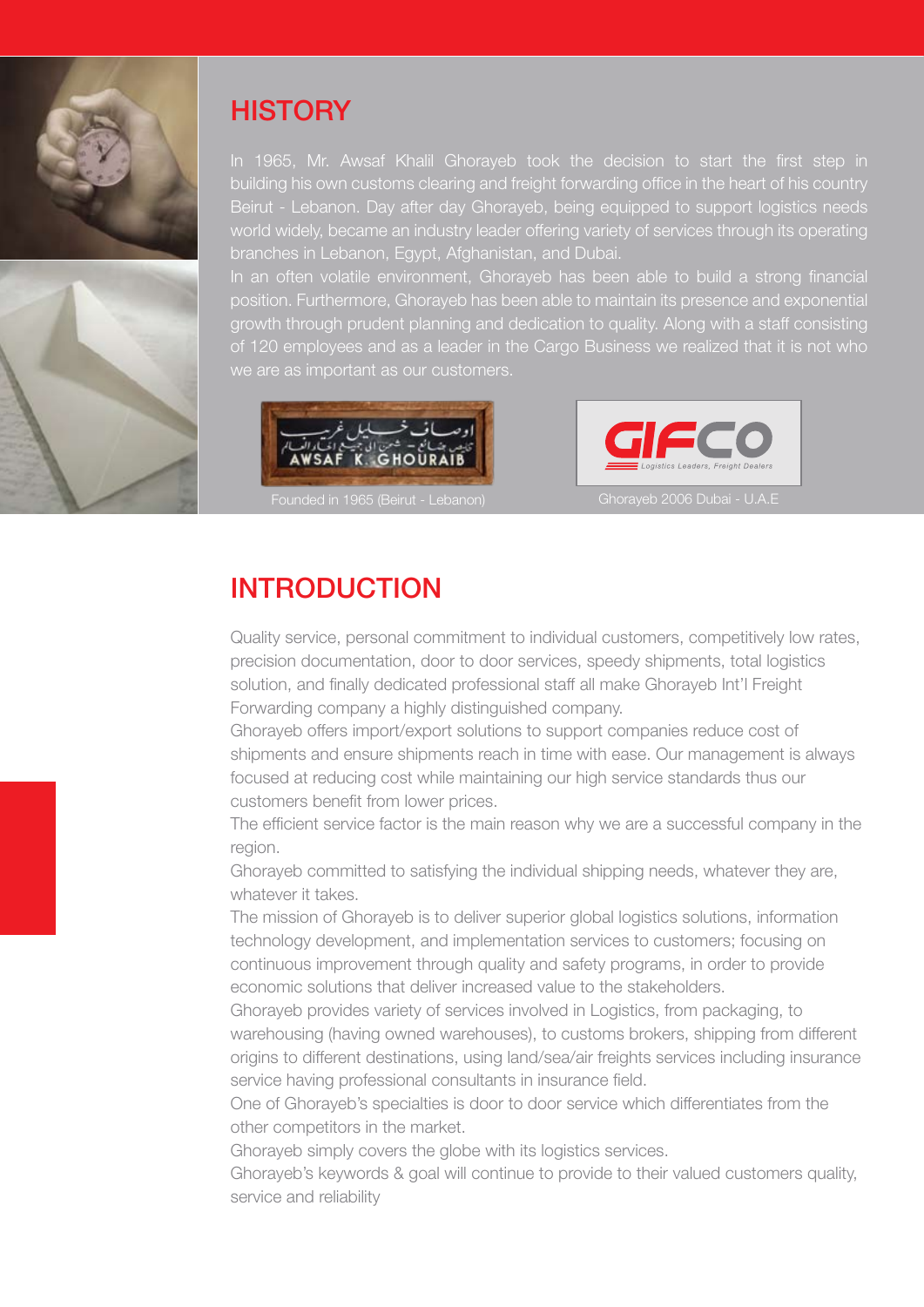## HISTORY

In 1965, Mr. Awsaf Khalil Ghorayeb took the decision to start the first step in building his own customs clearing and freight forwarding office in the heart of his country Beirut - Lebanon. Day after day Ghorayeb, being equipped to support logistics needs world widely, became an industry leader offering variety of services through its operating branches in Lebanon, Egypt, Afghanistan, and Dubai.
In an often volatile environment, Ghorayeb has been able to build a strong financial position. Furthermore, Ghorayeb has been able to maintain its presence and exponential growth through prudent planning and dedication to quality. Along with a staff consisting of 120 employees and as a leader in the Cargo Business we realized that it is not who we are as important as our customers.

Founded in 1965 (Beirut - Lebanon)

Ghorayeb 2006 Dubai - U.A.E

## INTRODUCTION

Quality service, personal commitment to individual customers, competitively low rates, precision documentation, door to door services, speedy shipments, total logistics solution, and finally dedicated professional staff all make Ghorayeb Int'l Freight Forwarding company a highly distinguished company.
Ghorayeb offers import/export solutions to support companies reduce cost of shipments and ensure shipments reach in time with ease. Our management is always focused at reducing cost while maintaining our high service standards thus our customers benefit from lower prices.
The efficient service factor is the main reason why we are a successful company in the region.
Ghorayeb committed to satisfying the individual shipping needs, whatever they are, whatever it takes.
The mission of Ghorayeb is to deliver superior global logistics solutions, information technology development, and implementation services to customers; focusing on continuous improvement through quality and safety programs, in order to provide economic solutions that deliver increased value to the stakeholders.
Ghorayeb provides variety of services involved in Logistics, from packaging, to warehousing (having owned warehouses), to customs brokers, shipping from different origins to different destinations, using land/sea/air freights services including insurance service having professional consultants in insurance field.
One of Ghorayeb's specialties is door to door service which differentiates from the other competitors in the market.
Ghorayeb simply covers the globe with its logistics services.
Ghorayeb's keywords & goal will continue to provide to their valued customers quality, service and reliability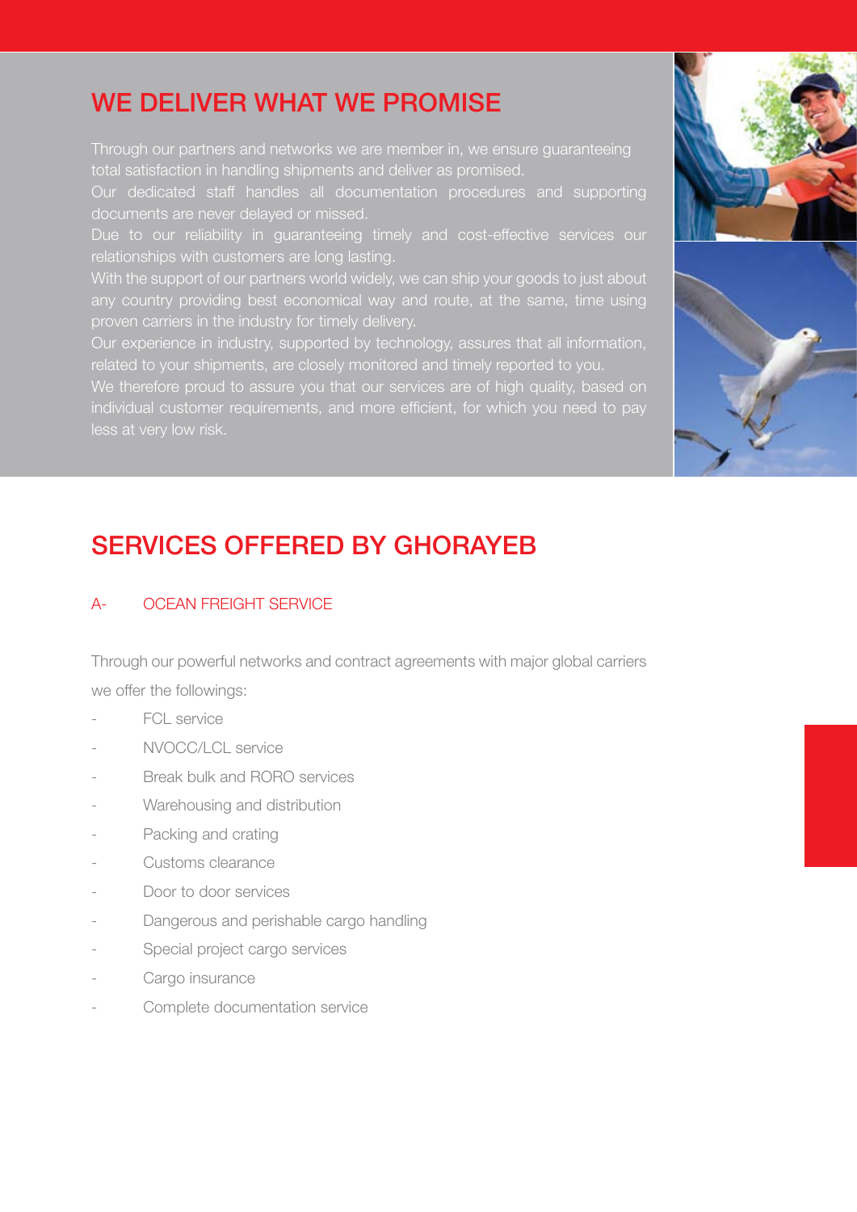## WE DELIVER WHAT WE PROMISE

Through our partners and networks we are member in, we ensure guaranteeing total satisfaction in handling shipments and deliver as promised.
Our dedicated staff handles all documentation procedures and supporting documents are never delayed or missed.
Due to our reliability in guaranteeing timely and cost-effective services our relationships with customers are long lasting.
With the support of our partners world widely, we can ship your goods to just about any country providing best economical way and route, at the same, time using proven carriers in the industry for timely delivery.
Our experience in industry, supported by technology, assures that all information, related to your shipments, are closely monitored and timely reported to you.
We therefore proud to assure you that our services are of high quality, based on individual customer requirements, and more efficient, for which you need to pay less at very low risk.

## SERVICES OFFERED BY GHORAYEB

### A- OCEAN FREIGHT SERVICE

Through our powerful networks and contract agreements with major global carriers we offer the followings:

- FCL service
- NVOCC/LCL service
- Break bulk and RORO services
- Warehousing and distribution
- Packing and crating
- Customs clearance
- Door to door services
- Dangerous and perishable cargo handling
- Special project cargo services
- Cargo insurance
- Complete documentation service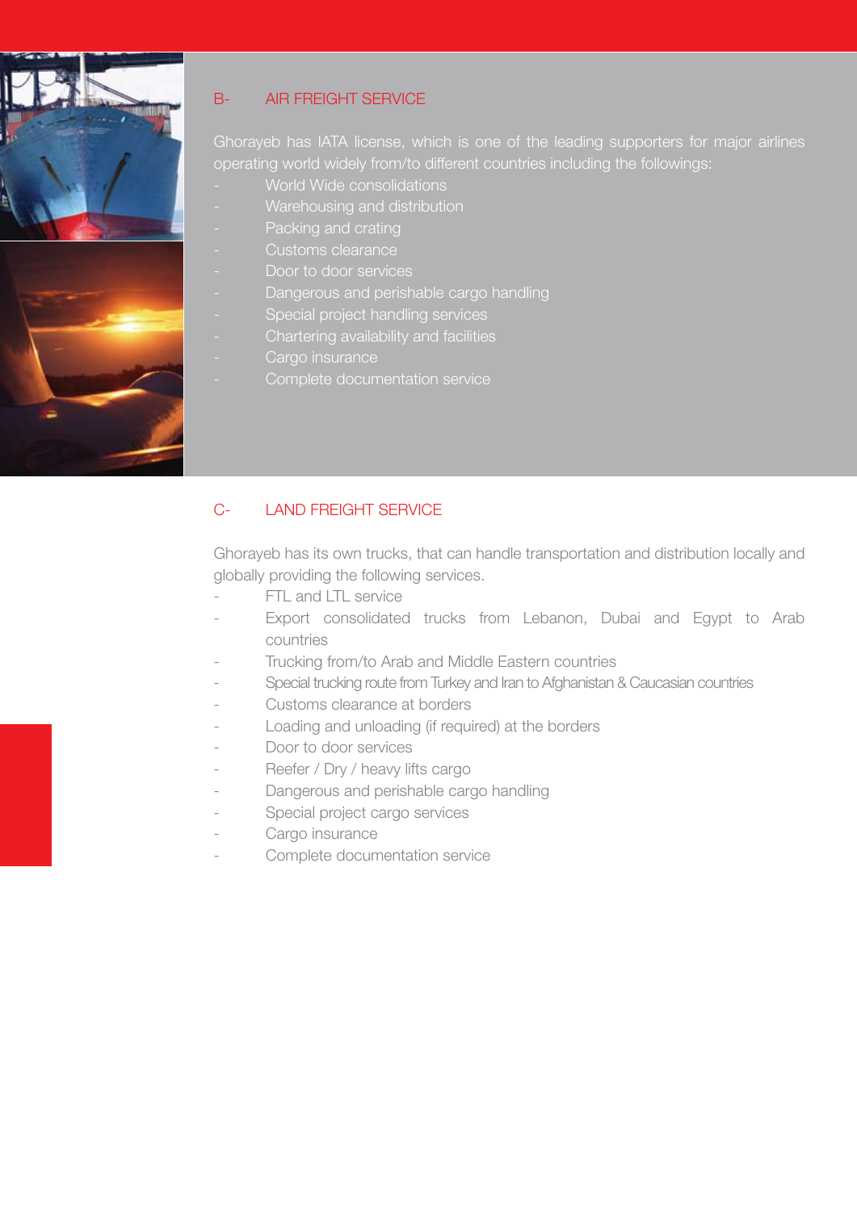## B- AIR FREIGHT SERVICE

Ghorayeb has IATA license, which is one of the leading supporters for major airlines operating world widely from/to different countries including the followings:

- World Wide consolidations
- Warehousing and distribution
- Packing and crating
- Customs clearance
- Door to door services
- Dangerous and perishable cargo handling
- Special project handling services
- Chartering availability and facilities
- Cargo insurance
- Complete documentation service

## C- LAND FREIGHT SERVICE

Ghorayeb has its own trucks, that can handle transportation and distribution locally and globally providing the following services.

- FTL and LTL service
- Export consolidated trucks from Lebanon, Dubai and Egypt to Arab countries
- Trucking from/to Arab and Middle Eastern countries
- Special trucking route from Turkey and Iran to Afghanistan & Caucasian countries
- Customs clearance at borders
- Loading and unloading (if required) at the borders
- Door to door services
- Reefer / Dry / heavy lifts cargo
- Dangerous and perishable cargo handling
- Special project cargo services
- Cargo insurance
- Complete documentation service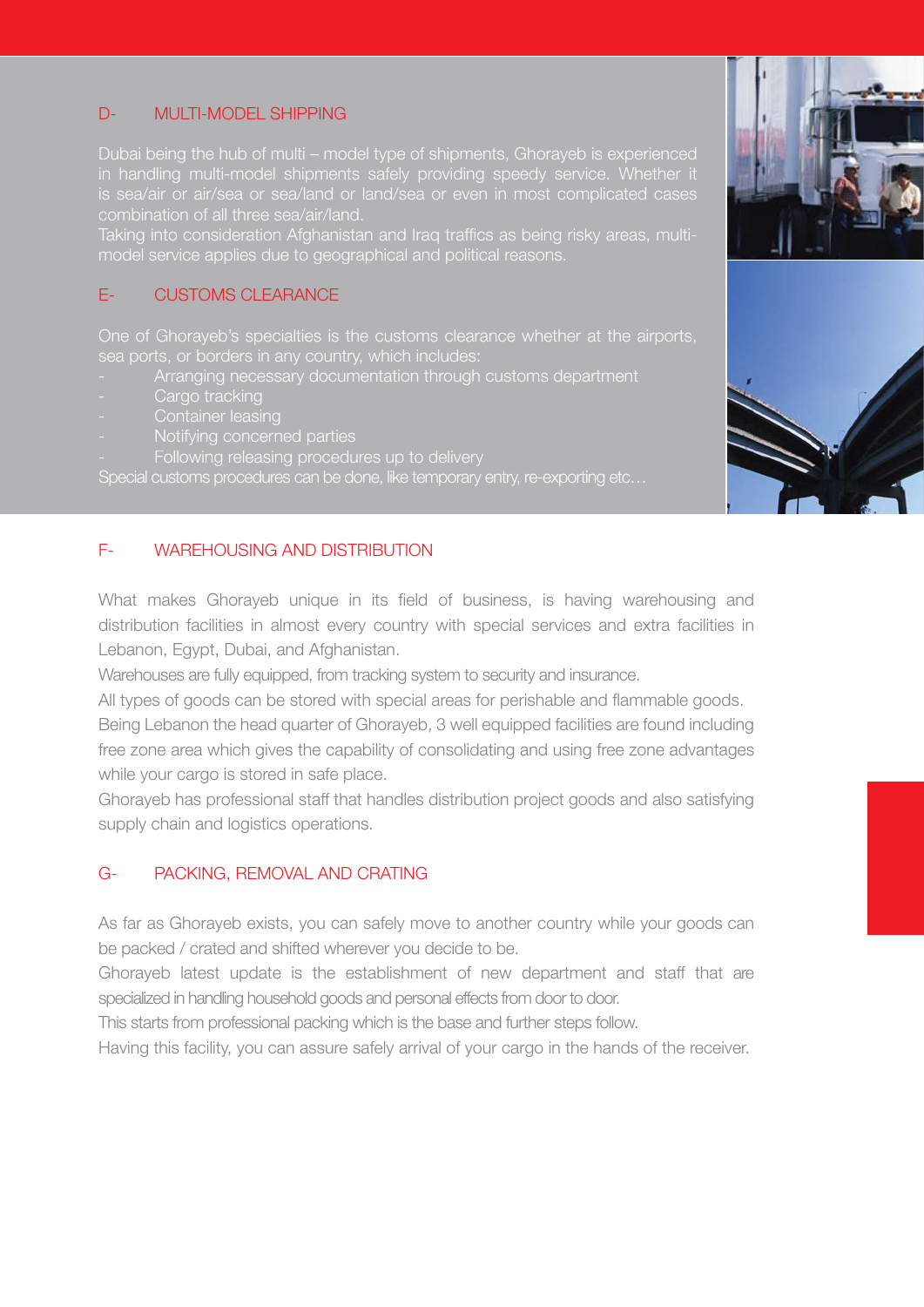## D- MULTI-MODEL SHIPPING

Dubai being the hub of multi – model type of shipments, Ghorayeb is experienced in handling multi-model shipments safely providing speedy service. Whether it is sea/air or air/sea or sea/land or land/sea or even in most complicated cases combination of all three sea/air/land.

Taking into consideration Afghanistan and Iraq traffics as being risky areas, multi-model service applies due to geographical and political reasons.

## E- CUSTOMS CLEARANCE

One of Ghorayeb's specialties is the customs clearance whether at the airports, sea ports, or borders in any country, which includes:

- Arranging necessary documentation through customs department
- Cargo tracking
- Container leasing
- Notifying concerned parties
- Following releasing procedures up to delivery

Special customs procedures can be done, like temporary entry, re-exporting etc…

## F- WAREHOUSING AND DISTRIBUTION

What makes Ghorayeb unique in its field of business, is having warehousing and distribution facilities in almost every country with special services and extra facilities in Lebanon, Egypt, Dubai, and Afghanistan.

Warehouses are fully equipped, from tracking system to security and insurance.

All types of goods can be stored with special areas for perishable and flammable goods.

Being Lebanon the head quarter of Ghorayeb, 3 well equipped facilities are found including free zone area which gives the capability of consolidating and using free zone advantages while your cargo is stored in safe place.

Ghorayeb has professional staff that handles distribution project goods and also satisfying supply chain and logistics operations.

## G- PACKING, REMOVAL AND CRATING

As far as Ghorayeb exists, you can safely move to another country while your goods can be packed / crated and shifted wherever you decide to be.

Ghorayeb latest update is the establishment of new department and staff that are specialized in handling household goods and personal effects from door to door.

This starts from professional packing which is the base and further steps follow.

Having this facility, you can assure safely arrival of your cargo in the hands of the receiver.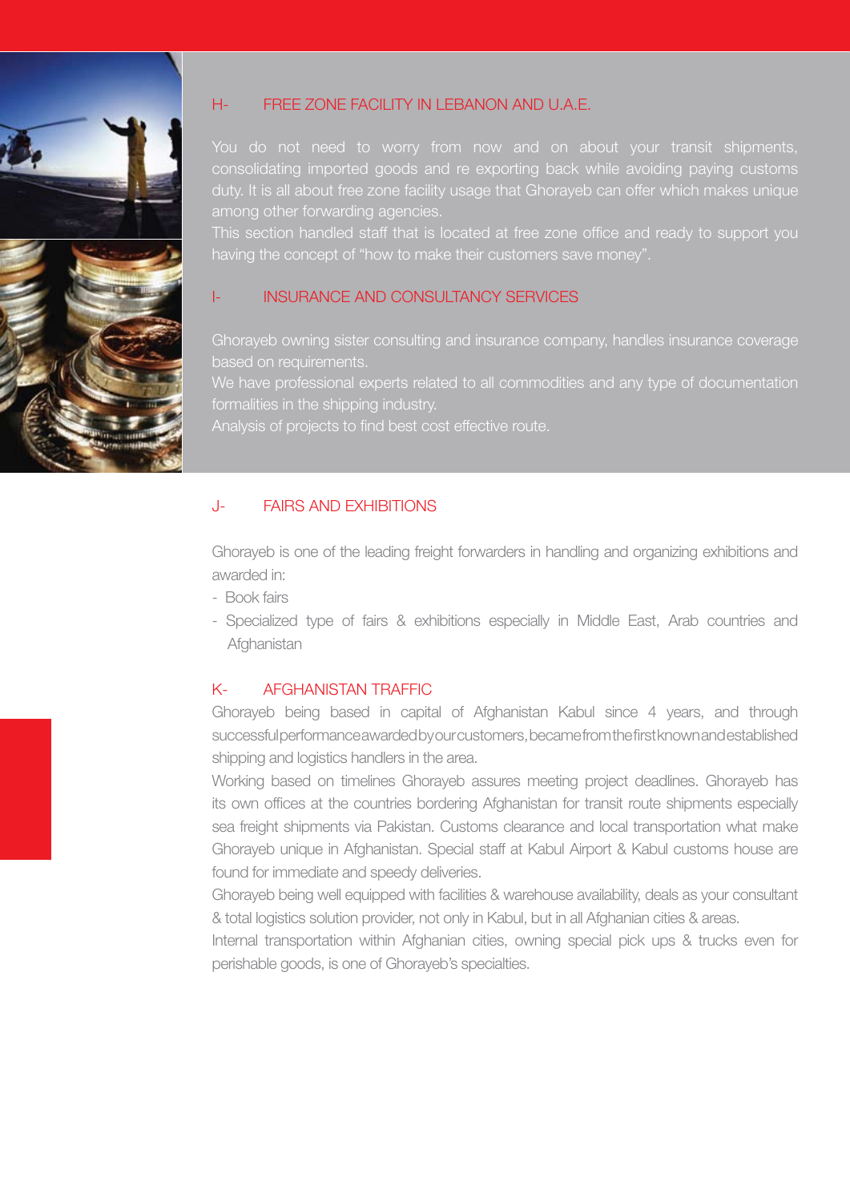## H- FREE ZONE FACILITY IN LEBANON AND U.A.E.

You do not need to worry from now and on about your transit shipments, consolidating imported goods and re exporting back while avoiding paying customs duty. It is all about free zone facility usage that Ghorayeb can offer which makes unique among other forwarding agencies.
This section handled staff that is located at free zone office and ready to support you having the concept of "how to make their customers save money".

## I- INSURANCE AND CONSULTANCY SERVICES

Ghorayeb owning sister consulting and insurance company, handles insurance coverage based on requirements.
We have professional experts related to all commodities and any type of documentation formalities in the shipping industry.
Analysis of projects to find best cost effective route.

## J- FAIRS AND EXHIBITIONS

Ghorayeb is one of the leading freight forwarders in handling and organizing exhibitions and awarded in:

- Book fairs
- Specialized type of fairs & exhibitions especially in Middle East, Arab countries and Afghanistan

## K- AFGHANISTAN TRAFFIC

Ghorayeb being based in capital of Afghanistan Kabul since 4 years, and through successful performance awarded by our customers, became from the first known and established shipping and logistics handlers in the area.
Working based on timelines Ghorayeb assures meeting project deadlines. Ghorayeb has its own offices at the countries bordering Afghanistan for transit route shipments especially sea freight shipments via Pakistan. Customs clearance and local transportation what make Ghorayeb unique in Afghanistan. Special staff at Kabul Airport & Kabul customs house are found for immediate and speedy deliveries.
Ghorayeb being well equipped with facilities & warehouse availability, deals as your consultant & total logistics solution provider, not only in Kabul, but in all Afghanian cities & areas.
Internal transportation within Afghanian cities, owning special pick ups & trucks even for perishable goods, is one of Ghorayeb's specialties.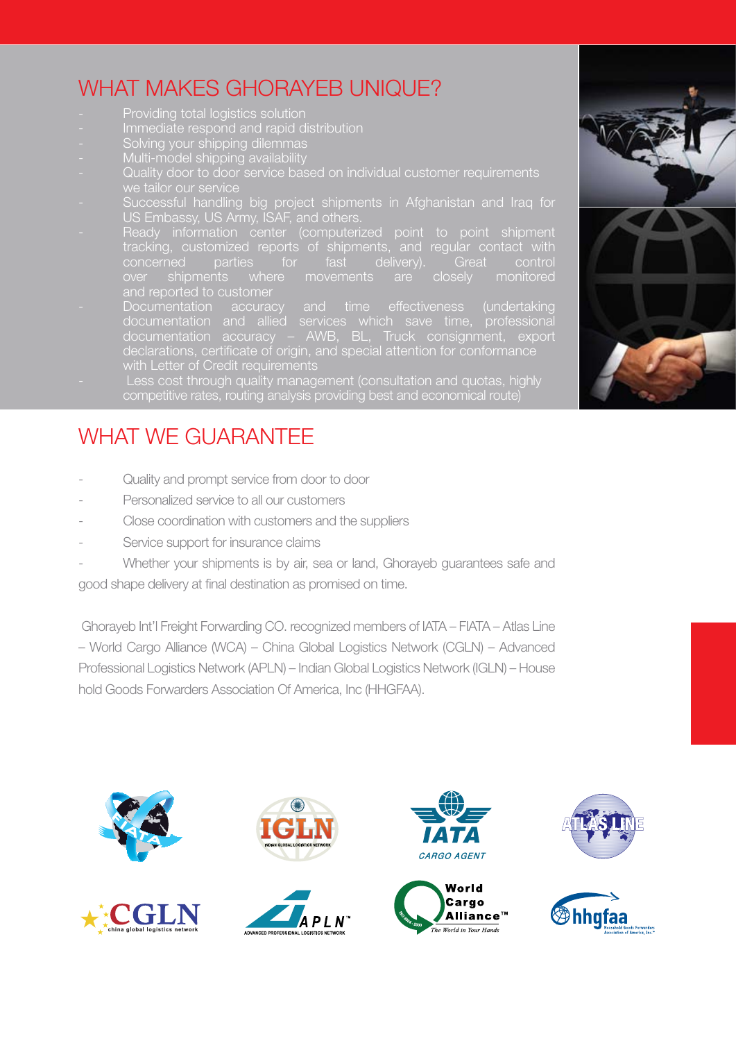## WHAT MAKES GHORAYEB UNIQUE?

- Providing total logistics solution
- Immediate respond and rapid distribution
- Solving your shipping dilemmas
- Multi-model shipping availability
- Quality door to door service based on individual customer requirements we tailor our service
- Successful handling big project shipments in Afghanistan and Iraq for US Embassy, US Army, ISAF, and others.
- Ready information center (computerized point to point shipment tracking, customized reports of shipments, and regular contact with concerned parties for fast delivery). Great control over shipments where movements are closely monitored and reported to customer
- Documentation accuracy and time effectiveness (undertaking documentation and allied services which save time, professional documentation accuracy – AWB, BL, Truck consignment, export declarations, certificate of origin, and special attention for conformance with Letter of Credit requirements
- Less cost through quality management (consultation and quotas, highly competitive rates, routing analysis providing best and economical route)

## WHAT WE GUARANTEE

- Quality and prompt service from door to door
- Personalized service to all our customers
- Close coordination with customers and the suppliers
- Service support for insurance claims
- Whether your shipments is by air, sea or land, Ghorayeb guarantees safe and good shape delivery at final destination as promised on time.

Ghorayeb Int'l Freight Forwarding CO. recognized members of IATA – FIATA – Atlas Line – World Cargo Alliance (WCA) – China Global Logistics Network (CGLN) – Advanced Professional Logistics Network (APLN) – Indian Global Logistics Network (IGLN) – House hold Goods Forwarders Association Of America, Inc (HHGFAA).